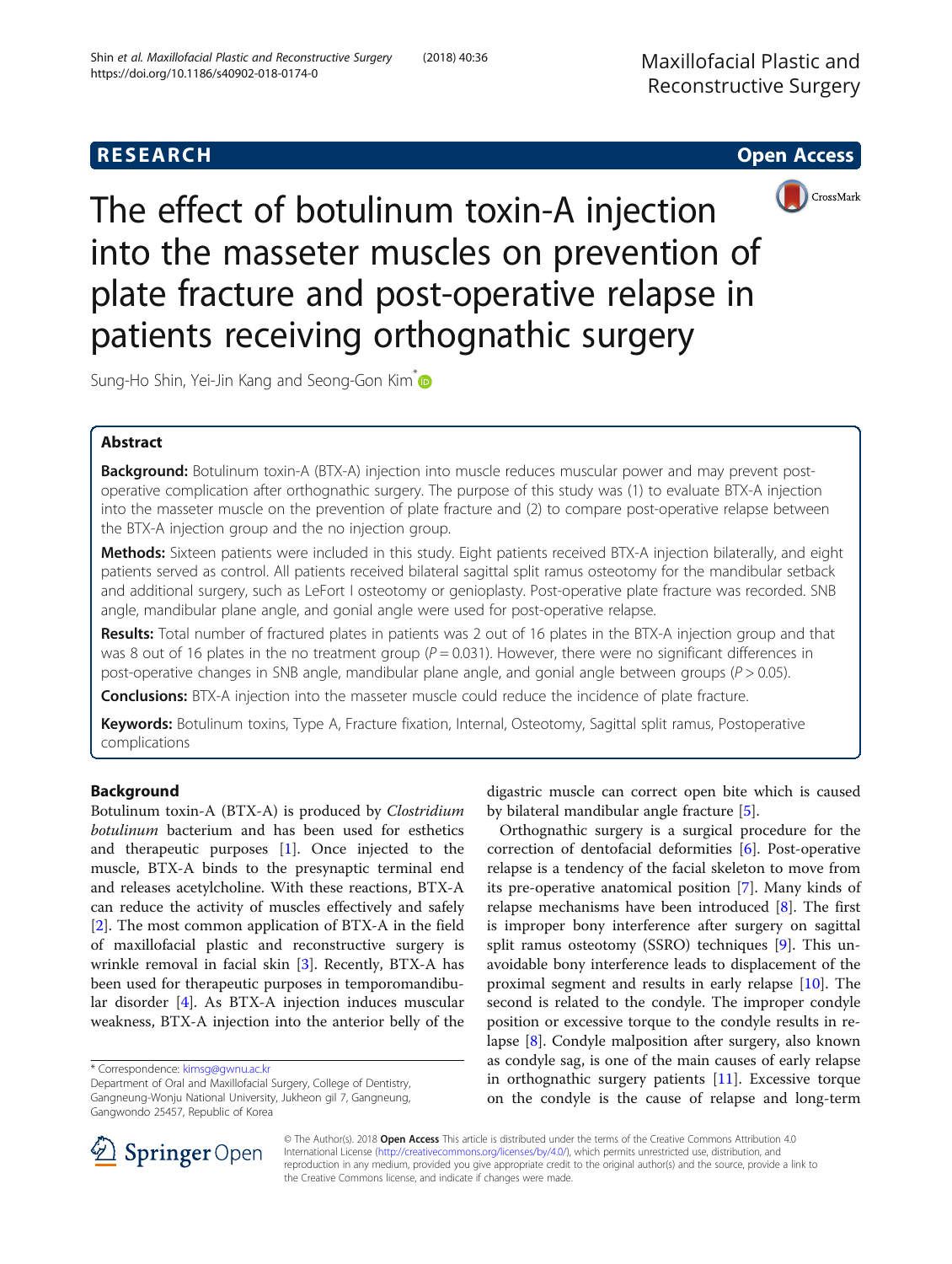RESEARCH Open Access

# The effect of botulinum toxin-A injection into the masseter muscles on prevention of plate fracture and post-operative relapse in patients receiving orthognathic surgery

Sung-Ho Shin, Yei-Jin Kang and Seong-Gon Kim*

## Abstract

**Background:** Botulinum toxin-A (BTX-A) injection into muscle reduces muscular power and may prevent post-operative complication after orthognathic surgery. The purpose of this study was (1) to evaluate BTX-A injection into the masseter muscle on the prevention of plate fracture and (2) to compare post-operative relapse between the BTX-A injection group and the no injection group.

**Methods:** Sixteen patients were included in this study. Eight patients received BTX-A injection bilaterally, and eight patients served as control. All patients received bilateral sagittal split ramus osteotomy for the mandibular setback and additional surgery, such as LeFort I osteotomy or genioplasty. Post-operative plate fracture was recorded. SNB angle, mandibular plane angle, and gonial angle were used for post-operative relapse.

**Results:** Total number of fractured plates in patients was 2 out of 16 plates in the BTX-A injection group and that was 8 out of 16 plates in the no treatment group ($P = 0.031$). However, there were no significant differences in post-operative changes in SNB angle, mandibular plane angle, and gonial angle between groups ($P > 0.05$).

**Conclusions:** BTX-A injection into the masseter muscle could reduce the incidence of plate fracture.

**Keywords:** Botulinum toxins, Type A, Fracture fixation, Internal, Osteotomy, Sagittal split ramus, Postoperative complications

## Background

Botulinum toxin-A (BTX-A) is produced by *Clostridium botulinum* bacterium and has been used for esthetics and therapeutic purposes [1]. Once injected to the muscle, BTX-A binds to the presynaptic terminal end and releases acetylcholine. With these reactions, BTX-A can reduce the activity of muscles effectively and safely [2]. The most common application of BTX-A in the field of maxillofacial plastic and reconstructive surgery is wrinkle removal in facial skin [3]. Recently, BTX-A has been used for therapeutic purposes in temporomandibular disorder [4]. As BTX-A injection induces muscular weakness, BTX-A injection into the anterior belly of the digastric muscle can correct open bite which is caused by bilateral mandibular angle fracture [5].

Orthognathic surgery is a surgical procedure for the correction of dentofacial deformities [6]. Post-operative relapse is a tendency of the facial skeleton to move from its pre-operative anatomical position [7]. Many kinds of relapse mechanisms have been introduced [8]. The first is improper bony interference after surgery on sagittal split ramus osteotomy (SSRO) techniques [9]. This unavoidable bony interference leads to displacement of the proximal segment and results in early relapse [10]. The second is related to the condyle. The improper condyle position or excessive torque to the condyle results in relapse [8]. Condyle malposition after surgery, also known as condyle sag, is one of the main causes of early relapse in orthognathic surgery patients [11]. Excessive torque on the condyle is the cause of relapse and long-term

* Correspondence: kimsg@gwnu.ac.kr
Department of Oral and Maxillofacial Surgery, College of Dentistry, Gangneung-Wonju National University, Jukheon gil 7, Gangneung, Gangwondo 25457, Republic of Korea

© The Author(s). 2018 **Open Access** This article is distributed under the terms of the Creative Commons Attribution 4.0 International License (http://creativecommons.org/licenses/by/4.0/), which permits unrestricted use, distribution, and reproduction in any medium, provided you give appropriate credit to the original author(s) and the source, provide a link to the Creative Commons license, and indicate if changes were made.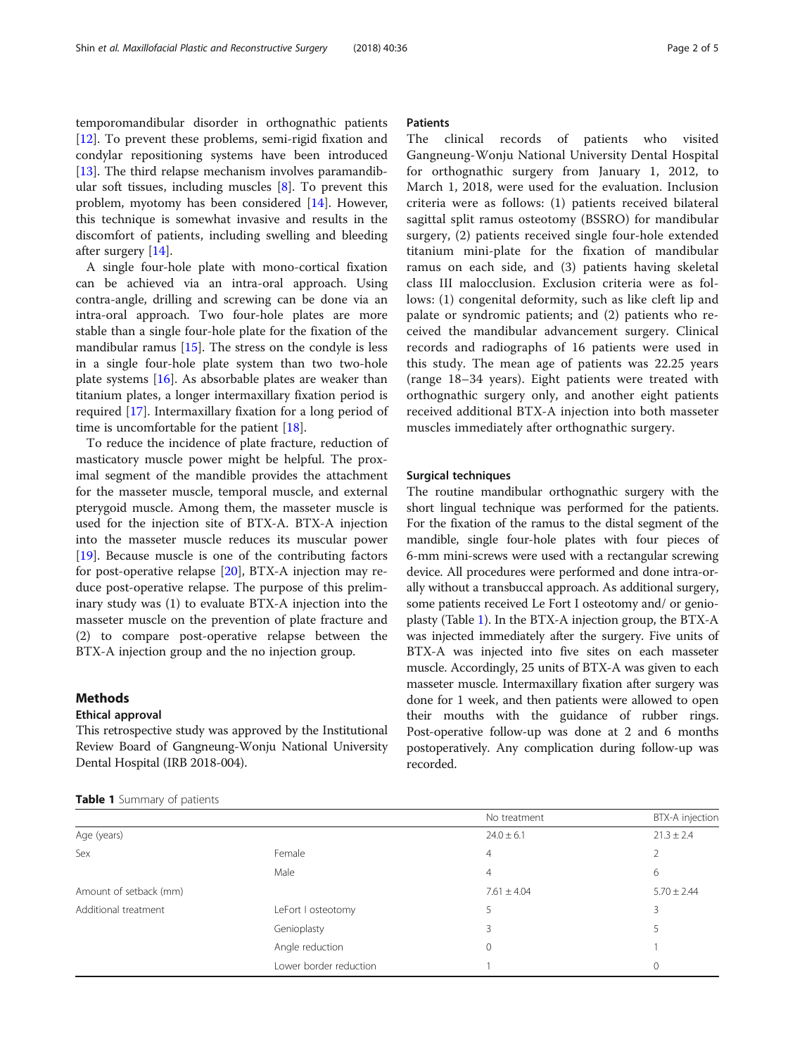temporomandibular disorder in orthognathic patients [12]. To prevent these problems, semi-rigid fixation and condylar repositioning systems have been introduced [13]. The third relapse mechanism involves paramandibular soft tissues, including muscles [8]. To prevent this problem, myotomy has been considered [14]. However, this technique is somewhat invasive and results in the discomfort of patients, including swelling and bleeding after surgery [14].

A single four-hole plate with mono-cortical fixation can be achieved via an intra-oral approach. Using contra-angle, drilling and screwing can be done via an intra-oral approach. Two four-hole plates are more stable than a single four-hole plate for the fixation of the mandibular ramus [15]. The stress on the condyle is less in a single four-hole plate system than two two-hole plate systems [16]. As absorbable plates are weaker than titanium plates, a longer intermaxillary fixation period is required [17]. Intermaxillary fixation for a long period of time is uncomfortable for the patient [18].

To reduce the incidence of plate fracture, reduction of masticatory muscle power might be helpful. The proximal segment of the mandible provides the attachment for the masseter muscle, temporal muscle, and external pterygoid muscle. Among them, the masseter muscle is used for the injection site of BTX-A. BTX-A injection into the masseter muscle reduces its muscular power [19]. Because muscle is one of the contributing factors for post-operative relapse [20], BTX-A injection may reduce post-operative relapse. The purpose of this preliminary study was (1) to evaluate BTX-A injection into the masseter muscle on the prevention of plate fracture and (2) to compare post-operative relapse between the BTX-A injection group and the no injection group.

## Methods

### Ethical approval

This retrospective study was approved by the Institutional Review Board of Gangneung-Wonju National University Dental Hospital (IRB 2018-004).

### Patients

The clinical records of patients who visited Gangneung-Wonju National University Dental Hospital for orthognathic surgery from January 1, 2012, to March 1, 2018, were used for the evaluation. Inclusion criteria were as follows: (1) patients received bilateral sagittal split ramus osteotomy (BSSRO) for mandibular surgery, (2) patients received single four-hole extended titanium mini-plate for the fixation of mandibular ramus on each side, and (3) patients having skeletal class III malocclusion. Exclusion criteria were as follows: (1) congenital deformity, such as like cleft lip and palate or syndromic patients; and (2) patients who received the mandibular advancement surgery. Clinical records and radiographs of 16 patients were used in this study. The mean age of patients was 22.25 years (range 18–34 years). Eight patients were treated with orthognathic surgery only, and another eight patients received additional BTX-A injection into both masseter muscles immediately after orthognathic surgery.

### Surgical techniques

The routine mandibular orthognathic surgery with the short lingual technique was performed for the patients. For the fixation of the ramus to the distal segment of the mandible, single four-hole plates with four pieces of 6-mm mini-screws were used with a rectangular screwing device. All procedures were performed and done intra-orally without a transbuccal approach. As additional surgery, some patients received Le Fort I osteotomy and/ or genioplasty (Table 1). In the BTX-A injection group, the BTX-A was injected immediately after the surgery. Five units of BTX-A was injected into five sites on each masseter muscle. Accordingly, 25 units of BTX-A was given to each masseter muscle. Intermaxillary fixation after surgery was done for 1 week, and then patients were allowed to open their mouths with the guidance of rubber rings. Post-operative follow-up was done at 2 and 6 months postoperatively. Any complication during follow-up was recorded.

**Table 1** Summary of patients

| | | No treatment | BTX-A injection |
|---|---|---|---|
| Age (years) | | 24.0 ± 6.1 | 21.3 ± 2.4 |
| Sex | Female | 4 | 2 |
| | Male | 4 | 6 |
| Amount of setback (mm) | | 7.61 ± 4.04 | 5.70 ± 2.44 |
| Additional treatment | LeFort I osteotomy | 5 | 3 |
| | Genioplasty | 3 | 5 |
| | Angle reduction | 0 | 1 |
| | Lower border reduction | 1 | 0 |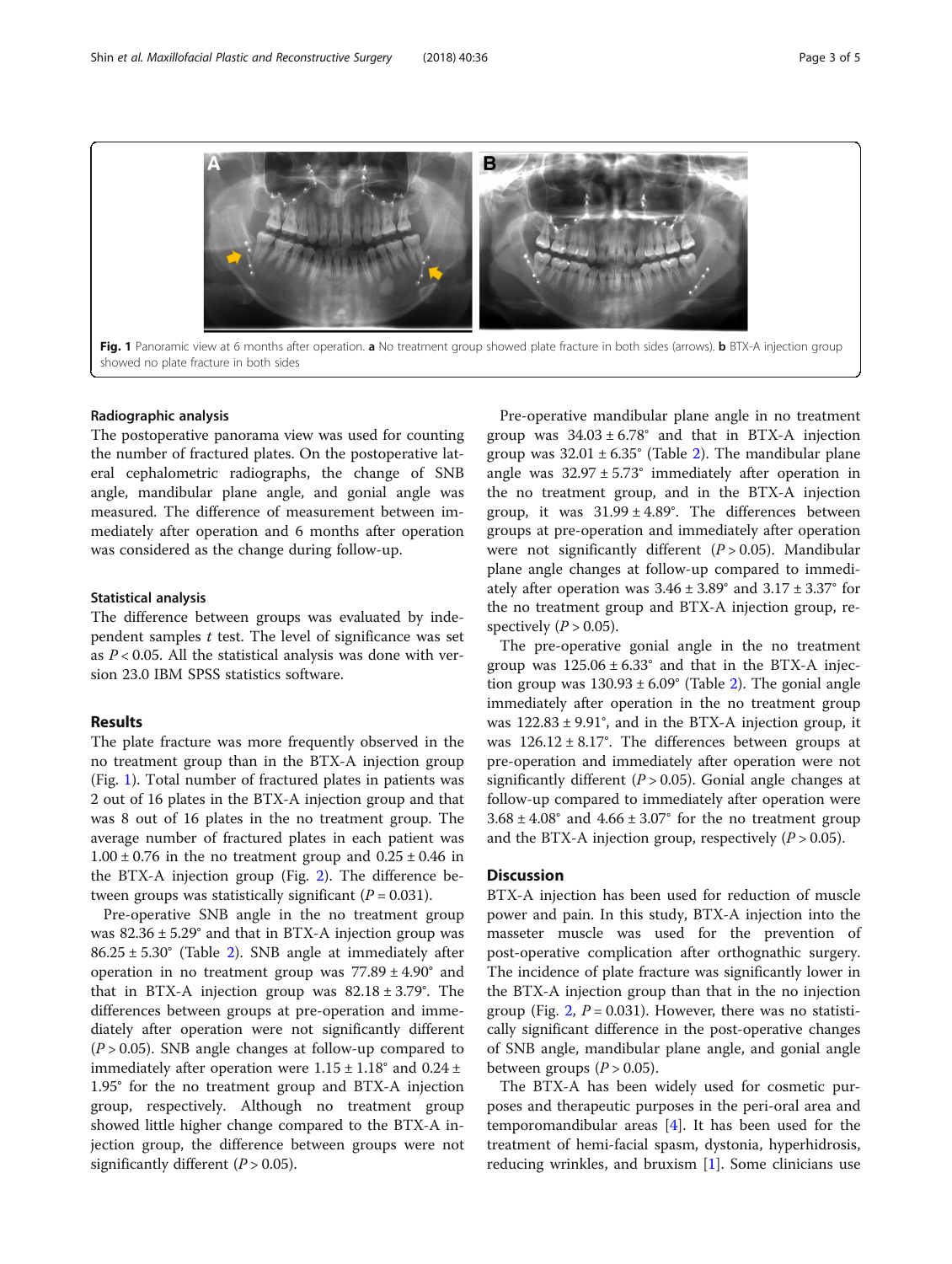Fig. 1 Panoramic view at 6 months after operation. **a** No treatment group showed plate fracture in both sides (arrows). **b** BTX-A injection group showed no plate fracture in both sides

### Radiographic analysis

The postoperative panorama view was used for counting the number of fractured plates. On the postoperative lateral cephalometric radiographs, the change of SNB angle, mandibular plane angle, and gonial angle was measured. The difference of measurement between immediately after operation and 6 months after operation was considered as the change during follow-up.

### Statistical analysis

The difference between groups was evaluated by independent samples *t* test. The level of significance was set as $P < 0.05$. All the statistical analysis was done with version 23.0 IBM SPSS statistics software.

## Results

The plate fracture was more frequently observed in the no treatment group than in the BTX-A injection group (Fig. 1). Total number of fractured plates in patients was 2 out of 16 plates in the BTX-A injection group and that was 8 out of 16 plates in the no treatment group. The average number of fractured plates in each patient was $1.00 \pm 0.76$ in the no treatment group and $0.25 \pm 0.46$ in the BTX-A injection group (Fig. 2). The difference between groups was statistically significant ($P = 0.031$).

Pre-operative SNB angle in the no treatment group was $82.36 \pm 5.29°$ and that in BTX-A injection group was $86.25 \pm 5.30°$ (Table 2). SNB angle at immediately after operation in no treatment group was $77.89 \pm 4.90°$ and that in BTX-A injection group was $82.18 \pm 3.79°$. The differences between groups at pre-operation and immediately after operation were not significantly different ($P > 0.05$). SNB angle changes at follow-up compared to immediately after operation were $1.15 \pm 1.18°$ and $0.24 \pm 1.95°$ for the no treatment group and BTX-A injection group, respectively. Although no treatment group showed little higher change compared to the BTX-A injection group, the difference between groups were not significantly different ($P > 0.05$).

Pre-operative mandibular plane angle in no treatment group was $34.03 \pm 6.78°$ and that in BTX-A injection group was $32.01 \pm 6.35°$ (Table 2). The mandibular plane angle was $32.97 \pm 5.73°$ immediately after operation in the no treatment group, and in the BTX-A injection group, it was $31.99 \pm 4.89°$. The differences between groups at pre-operation and immediately after operation were not significantly different ($P > 0.05$). Mandibular plane angle changes at follow-up compared to immediately after operation was $3.46 \pm 3.89°$ and $3.17 \pm 3.37°$ for the no treatment group and BTX-A injection group, respectively ($P > 0.05$).

The pre-operative gonial angle in the no treatment group was $125.06 \pm 6.33°$ and that in the BTX-A injection group was $130.93 \pm 6.09°$ (Table 2). The gonial angle immediately after operation in the no treatment group was $122.83 \pm 9.91°$, and in the BTX-A injection group, it was $126.12 \pm 8.17°$. The differences between groups at pre-operation and immediately after operation were not significantly different ($P > 0.05$). Gonial angle changes at follow-up compared to immediately after operation were $3.68 \pm 4.08°$ and $4.66 \pm 3.07°$ for the no treatment group and the BTX-A injection group, respectively ($P > 0.05$).

## Discussion

BTX-A injection has been used for reduction of muscle power and pain. In this study, BTX-A injection into the masseter muscle was used for the prevention of post-operative complication after orthognathic surgery. The incidence of plate fracture was significantly lower in the BTX-A injection group than that in the no injection group (Fig. 2, $P = 0.031$). However, there was no statistically significant difference in the post-operative changes of SNB angle, mandibular plane angle, and gonial angle between groups ($P > 0.05$).

The BTX-A has been widely used for cosmetic purposes and therapeutic purposes in the peri-oral area and temporomandibular areas [4]. It has been used for the treatment of hemi-facial spasm, dystonia, hyperhidrosis, reducing wrinkles, and bruxism [1]. Some clinicians use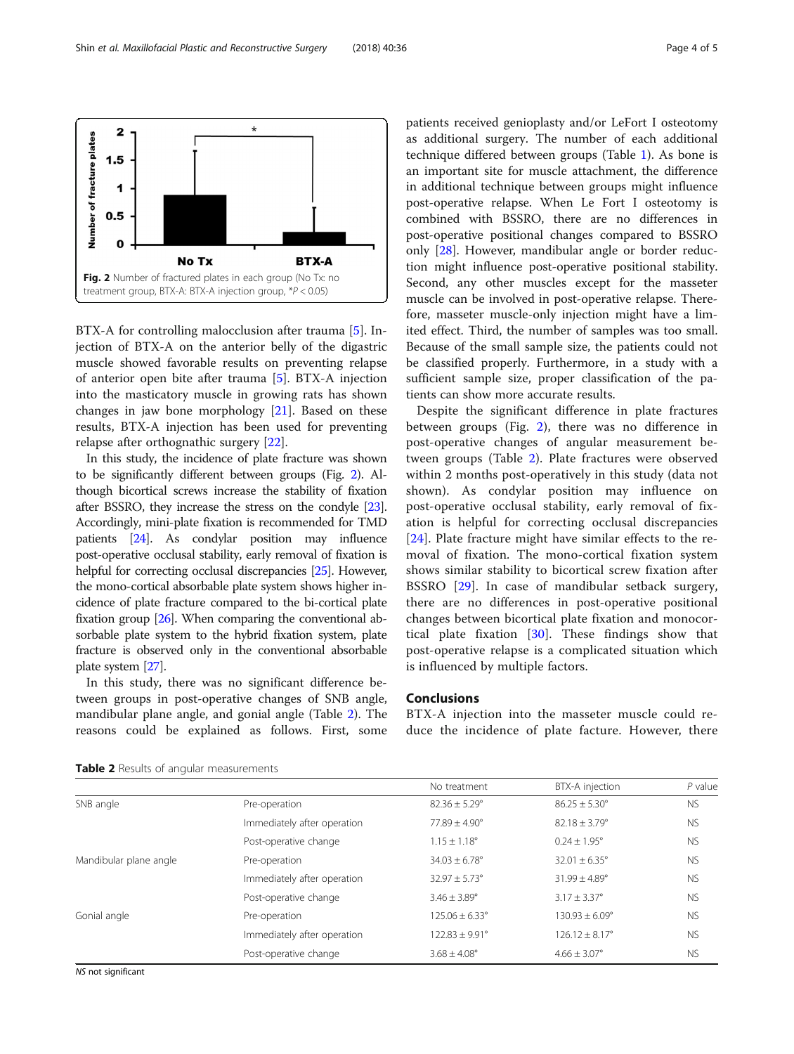Fig. 2 Number of fractured plates in each group (No Tx: no treatment group, BTX-A: BTX-A injection group, *P < 0.05)

BTX-A for controlling malocclusion after trauma [5]. Injection of BTX-A on the anterior belly of the digastric muscle showed favorable results on preventing relapse of anterior open bite after trauma [5]. BTX-A injection into the masticatory muscle in growing rats has shown changes in jaw bone morphology [21]. Based on these results, BTX-A injection has been used for preventing relapse after orthognathic surgery [22].

In this study, the incidence of plate fracture was shown to be significantly different between groups (Fig. 2). Although bicortical screws increase the stability of fixation after BSSRO, they increase the stress on the condyle [23]. Accordingly, mini-plate fixation is recommended for TMD patients [24]. As condylar position may influence post-operative occlusal stability, early removal of fixation is helpful for correcting occlusal discrepancies [25]. However, the mono-cortical absorbable plate system shows higher incidence of plate fracture compared to the bi-cortical plate fixation group [26]. When comparing the conventional absorbable plate system to the hybrid fixation system, plate fracture is observed only in the conventional absorbable plate system [27].

In this study, there was no significant difference between groups in post-operative changes of SNB angle, mandibular plane angle, and gonial angle (Table 2). The reasons could be explained as follows. First, some patients received genioplasty and/or LeFort I osteotomy as additional surgery. The number of each additional technique differed between groups (Table 1). As bone is an important site for muscle attachment, the difference in additional technique between groups might influence post-operative relapse. When Le Fort I osteotomy is combined with BSSRO, there are no differences in post-operative positional changes compared to BSSRO only [28]. However, mandibular angle or border reduction might influence post-operative positional stability. Second, any other muscles except for the masseter muscle can be involved in post-operative relapse. Therefore, masseter muscle-only injection might have a limited effect. Third, the number of samples was too small. Because of the small sample size, the patients could not be classified properly. Furthermore, in a study with a sufficient sample size, proper classification of the patients can show more accurate results.

Despite the significant difference in plate fractures between groups (Fig. 2), there was no difference in post-operative changes of angular measurement between groups (Table 2). Plate fractures were observed within 2 months post-operatively in this study (data not shown). As condylar position may influence on post-operative occlusal stability, early removal of fixation is helpful for correcting occlusal discrepancies [24]. Plate fracture might have similar effects to the removal of fixation. The mono-cortical fixation system shows similar stability to bicortical screw fixation after BSSRO [29]. In case of mandibular setback surgery, there are no differences in post-operative positional changes between bicortical plate fixation and monocortical plate fixation [30]. These findings show that post-operative relapse is a complicated situation which is influenced by multiple factors.

## Conclusions

BTX-A injection into the masseter muscle could reduce the incidence of plate facture. However, there

**Table 2** Results of angular measurements

| | | No treatment | BTX-A injection | P value |
|---|---|---|---|---|
| SNB angle | Pre-operation | 82.36 ± 5.29° | 86.25 ± 5.30° | NS |
| | Immediately after operation | 77.89 ± 4.90° | 82.18 ± 3.79° | NS |
| | Post-operative change | 1.15 ± 1.18° | 0.24 ± 1.95° | NS |
| Mandibular plane angle | Pre-operation | 34.03 ± 6.78° | 32.01 ± 6.35° | NS |
| | Immediately after operation | 32.97 ± 5.73° | 31.99 ± 4.89° | NS |
| | Post-operative change | 3.46 ± 3.89° | 3.17 ± 3.37° | NS |
| Gonial angle | Pre-operation | 125.06 ± 6.33° | 130.93 ± 6.09° | NS |
| | Immediately after operation | 122.83 ± 9.91° | 126.12 ± 8.17° | NS |
| | Post-operative change | 3.68 ± 4.08° | 4.66 ± 3.07° | NS |

*NS* not significant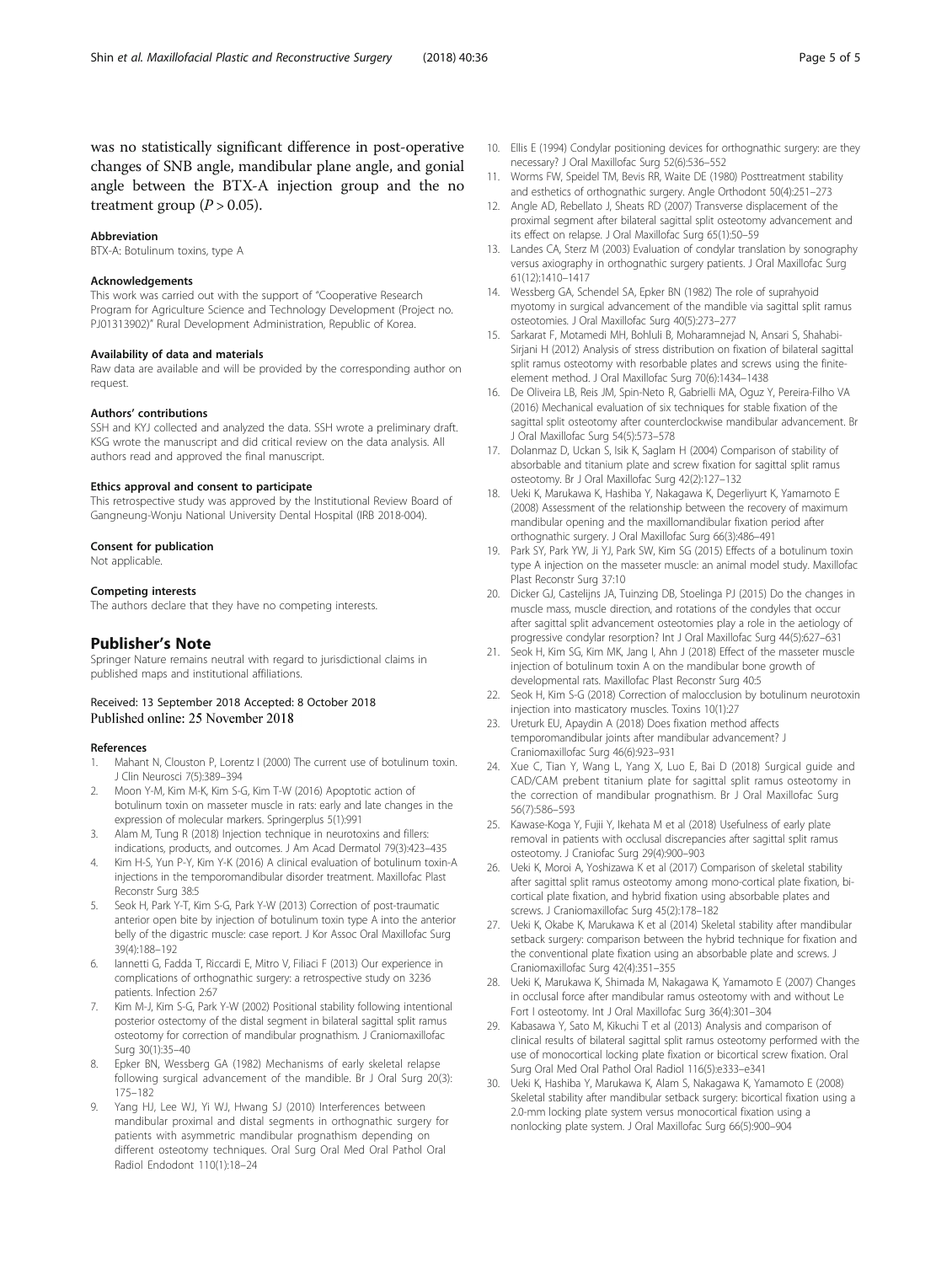was no statistically significant difference in post-operative changes of SNB angle, mandibular plane angle, and gonial angle between the BTX-A injection group and the no treatment group ($P > 0.05$).

### Abbreviation

BTX-A: Botulinum toxins, type A

### Acknowledgements

This work was carried out with the support of "Cooperative Research Program for Agriculture Science and Technology Development (Project no. PJ01313902)" Rural Development Administration, Republic of Korea.

### Availability of data and materials

Raw data are available and will be provided by the corresponding author on request.

### Authors' contributions

SSH and KYJ collected and analyzed the data. SSH wrote a preliminary draft. KSG wrote the manuscript and did critical review on the data analysis. All authors read and approved the final manuscript.

### Ethics approval and consent to participate

This retrospective study was approved by the Institutional Review Board of Gangneung-Wonju National University Dental Hospital (IRB 2018-004).

### Consent for publication

Not applicable.

### Competing interests

The authors declare that they have no competing interests.

## Publisher's Note

Springer Nature remains neutral with regard to jurisdictional claims in published maps and institutional affiliations.

Received: 13 September 2018 Accepted: 8 October 2018
Published online: 25 November 2018

### References

1. Mahant N, Clouston P, Lorentz I (2000) The current use of botulinum toxin. J Clin Neurosci 7(5):389–394
2. Moon Y-M, Kim M-K, Kim S-G, Kim T-W (2016) Apoptotic action of botulinum toxin on masseter muscle in rats: early and late changes in the expression of molecular markers. Springerplus 5(1):991
3. Alam M, Tung R (2018) Injection technique in neurotoxins and fillers: indications, products, and outcomes. J Am Acad Dermatol 79(3):423–435
4. Kim H-S, Yun P-Y, Kim Y-K (2016) A clinical evaluation of botulinum toxin-A injections in the temporomandibular disorder treatment. Maxillofac Plast Reconstr Surg 38:5
5. Seok H, Park Y-T, Kim S-G, Park Y-W (2013) Correction of post-traumatic anterior open bite by injection of botulinum toxin type A into the anterior belly of the digastric muscle: case report. J Kor Assoc Oral Maxillofac Surg 39(4):188–192
6. Iannetti G, Fadda T, Riccardi E, Mitro V, Filiaci F (2013) Our experience in complications of orthognathic surgery: a retrospective study on 3236 patients. Infection 2:67
7. Kim M-J, Kim S-G, Park Y-W (2002) Positional stability following intentional posterior ostectomy of the distal segment in bilateral sagittal split ramus osteotomy for correction of mandibular prognathism. J Craniomaxillofac Surg 30(1):35–40
8. Epker BN, Wessberg GA (1982) Mechanisms of early skeletal relapse following surgical advancement of the mandible. Br J Oral Surg 20(3): 175–182
9. Yang HJ, Lee WJ, Yi WJ, Hwang SJ (2010) Interferences between mandibular proximal and distal segments in orthognathic surgery for patients with asymmetric mandibular prognathism depending on different osteotomy techniques. Oral Surg Oral Med Oral Pathol Oral Radiol Endodont 110(1):18–24
10. Ellis E (1994) Condylar positioning devices for orthognathic surgery: are they necessary? J Oral Maxillofac Surg 52(6):536–552
11. Worms FW, Speidel TM, Bevis RR, Waite DE (1980) Posttreatment stability and esthetics of orthognathic surgery. Angle Orthodont 50(4):251–273
12. Angle AD, Rebellato J, Sheats RD (2007) Transverse displacement of the proximal segment after bilateral sagittal split osteotomy advancement and its effect on relapse. J Oral Maxillofac Surg 65(1):50–59
13. Landes CA, Sterz M (2003) Evaluation of condylar translation by sonography versus axiography in orthognathic surgery patients. J Oral Maxillofac Surg 61(12):1410–1417
14. Wessberg GA, Schendel SA, Epker BN (1982) The role of suprahyoid myotomy in surgical advancement of the mandible via sagittal split ramus osteotomies. J Oral Maxillofac Surg 40(5):273–277
15. Sarkarat F, Motamedi MH, Bohluli B, Moharamnejad N, Ansari S, Shahabi-Sirjani H (2012) Analysis of stress distribution on fixation of bilateral sagittal split ramus osteotomy with resorbable plates and screws using the finite-element method. J Oral Maxillofac Surg 70(6):1434–1438
16. De Oliveira LB, Reis JM, Spin-Neto R, Gabrielli MA, Oguz Y, Pereira-Filho VA (2016) Mechanical evaluation of six techniques for stable fixation of the sagittal split osteotomy after counterclockwise mandibular advancement. Br J Oral Maxillofac Surg 54(5):573–578
17. Dolanmaz D, Uckan S, Isik K, Saglam H (2004) Comparison of stability of absorbable and titanium plate and screw fixation for sagittal split ramus osteotomy. Br J Oral Maxillofac Surg 42(2):127–132
18. Ueki K, Marukawa K, Hashiba Y, Nakagawa K, Degerliyurt K, Yamamoto E (2008) Assessment of the relationship between the recovery of maximum mandibular opening and the maxillomandibular fixation period after orthognathic surgery. J Oral Maxillofac Surg 66(3):486–491
19. Park SY, Park YW, Ji YJ, Park SW, Kim SG (2015) Effects of a botulinum toxin type A injection on the masseter muscle: an animal model study. Maxillofac Plast Reconstr Surg 37:10
20. Dicker GJ, Castelijns JA, Tuinzing DB, Stoelinga PJ (2015) Do the changes in muscle mass, muscle direction, and rotations of the condyles that occur after sagittal split advancement osteotomies play a role in the aetiology of progressive condylar resorption? Int J Oral Maxillofac Surg 44(5):627–631
21. Seok H, Kim SG, Kim MK, Jang I, Ahn J (2018) Effect of the masseter muscle injection of botulinum toxin A on the mandibular bone growth of developmental rats. Maxillofac Plast Reconstr Surg 40:5
22. Seok H, Kim S-G (2018) Correction of malocclusion by botulinum neurotoxin injection into masticatory muscles. Toxins 10(1):27
23. Ureturk EU, Apaydin A (2018) Does fixation method affects temporomandibular joints after mandibular advancement? J Craniomaxillofac Surg 46(6):923–931
24. Xue C, Tian Y, Wang L, Yang X, Luo E, Bai D (2018) Surgical guide and CAD/CAM prebent titanium plate for sagittal split ramus osteotomy in the correction of mandibular prognathism. Br J Oral Maxillofac Surg 56(7):586–593
25. Kawase-Koga Y, Fujii Y, Ikehata M et al (2018) Usefulness of early plate removal in patients with occlusal discrepancies after sagittal split ramus osteotomy. J Craniofac Surg 29(4):900–903
26. Ueki K, Moroi A, Yoshizawa K et al (2017) Comparison of skeletal stability after sagittal split ramus osteotomy among mono-cortical plate fixation, bi-cortical plate fixation, and hybrid fixation using absorbable plates and screws. J Craniomaxillofac Surg 45(2):178–182
27. Ueki K, Okabe K, Marukawa K et al (2014) Skeletal stability after mandibular setback surgery: comparison between the hybrid technique for fixation and the conventional plate fixation using an absorbable plate and screws. J Craniomaxillofac Surg 42(4):351–355
28. Ueki K, Marukawa K, Shimada M, Nakagawa K, Yamamoto E (2007) Changes in occlusal force after mandibular ramus osteotomy with and without Le Fort I osteotomy. Int J Oral Maxillofac Surg 36(4):301–304
29. Kabasawa Y, Sato M, Kikuchi T et al (2013) Analysis and comparison of clinical results of bilateral sagittal split ramus osteotomy performed with the use of monocortical locking plate fixation or bicortical screw fixation. Oral Surg Oral Med Oral Pathol Oral Radiol 116(5):e333–e341
30. Ueki K, Hashiba Y, Marukawa K, Alam S, Nakagawa K, Yamamoto E (2008) Skeletal stability after mandibular setback surgery: bicortical fixation using a 2.0-mm locking plate system versus monocortical fixation using a nonlocking plate system. J Oral Maxillofac Surg 66(5):900–904